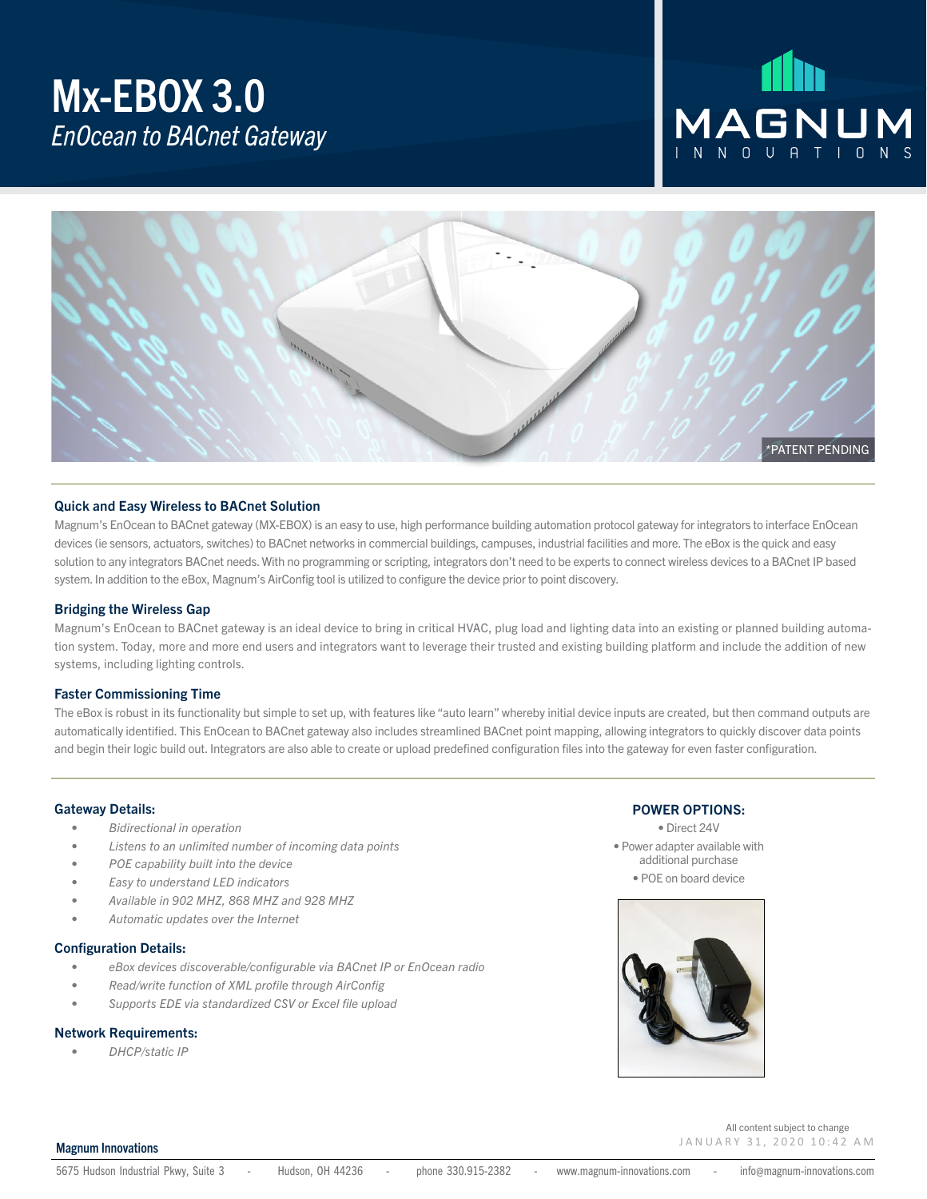# Mx-EBOX 3.0

*EnOcean to BACnet Gateway*

MAGNUM INNOVATIONS

*PATENT PENDING

## Quick and Easy Wireless to BACnet Solution

Magnum's EnOcean to BACnet gateway (MX-EBOX) is an easy to use, high performance building automation protocol gateway for integrators to interface EnOcean devices (ie sensors, actuators, switches) to BACnet networks in commercial buildings, campuses, industrial facilities and more. The eBox is the quick and easy solution to any integrators BACnet needs. With no programming or scripting, integrators don't need to be experts to connect wireless devices to a BACnet IP based system. In addition to the eBox, Magnum's AirConfig tool is utilized to configure the device prior to point discovery.

## Bridging the Wireless Gap

Magnum's EnOcean to BACnet gateway is an ideal device to bring in critical HVAC, plug load and lighting data into an existing or planned building automation system. Today, more and more end users and integrators want to leverage their trusted and existing building platform and include the addition of new systems, including lighting controls.

## Faster Commissioning Time

The eBox is robust in its functionality but simple to set up, with features like "auto learn" whereby initial device inputs are created, but then command outputs are automatically identified. This EnOcean to BACnet gateway also includes streamlined BACnet point mapping, allowing integrators to quickly discover data points and begin their logic build out. Integrators are also able to create or upload predefined configuration files into the gateway for even faster configuration.

### Gateway Details:

- *Bidirectional in operation*
- *Listens to an unlimited number of incoming data points*
- *POE capability built into the device*
- *Easy to understand LED indicators*
- *Available in 902 MHZ, 868 MHZ and 928 MHZ*
- *Automatic updates over the Internet*

### Configuration Details:

- *eBox devices discoverable/configurable via BACnet IP or EnOcean radio*
- *Read/write function of XML profile through AirConfig*
- *Supports EDE via standardized CSV or Excel file upload*

### Network Requirements:

- *DHCP/static IP*

### POWER OPTIONS:

- Direct 24V
- Power adapter available with additional purchase
- POE on board device

All content subject to change

JANUARY 31, 2020 10:42 AM

**Magnum Innovations**

5675 Hudson Industrial Pkwy, Suite 3 - Hudson, OH 44236 - phone 330.915-2382 - www.magnum-innovations.com - info@magnum-innovations.com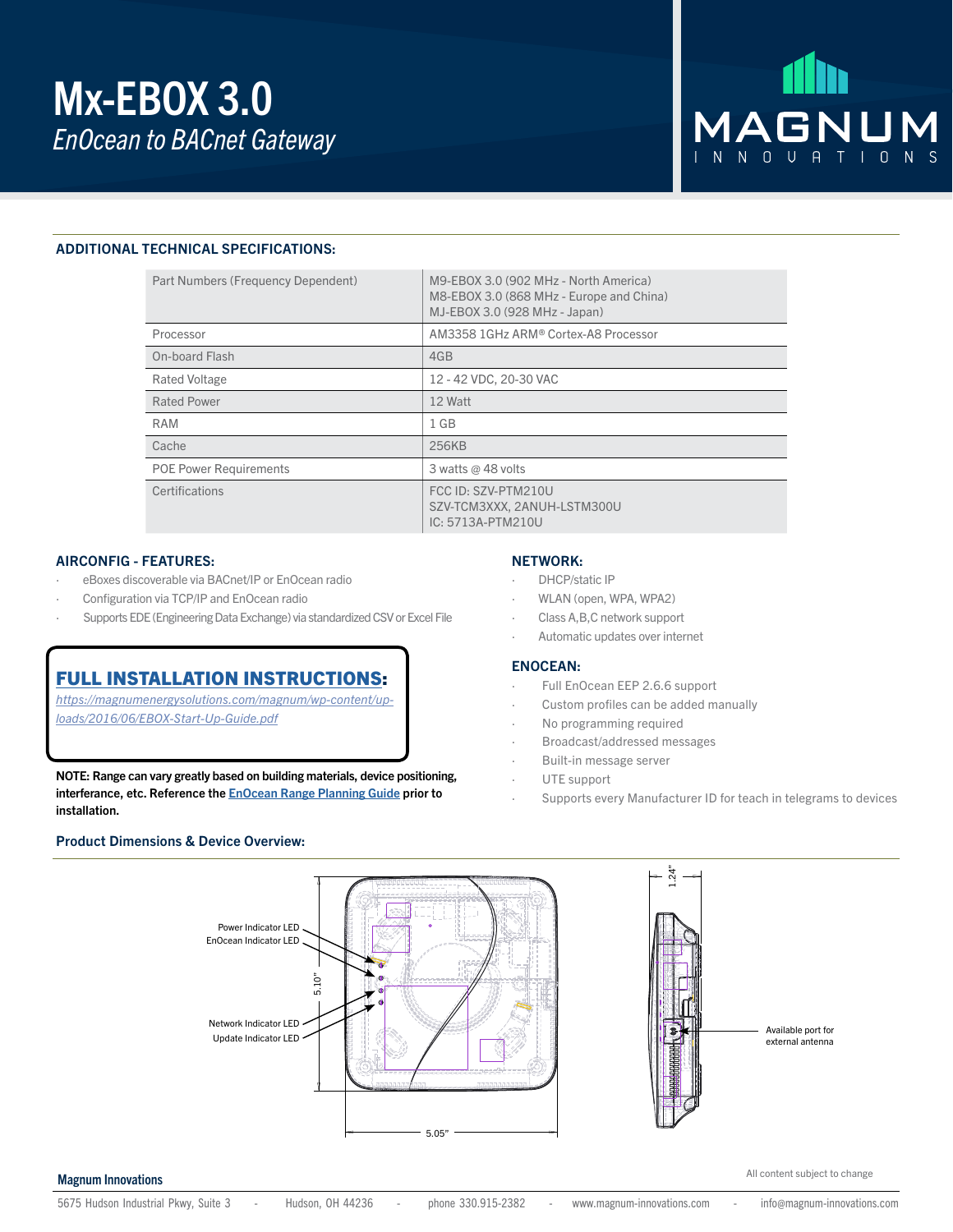# Mx-EBOX 3.0

*EnOcean to BACnet Gateway*

MAGNUM INNOVATIONS

## ADDITIONAL TECHNICAL SPECIFICATIONS:

| | |
|---|---|
| Part Numbers (Frequency Dependent) | M9-EBOX 3.0 (902 MHz - North America)<br>M8-EBOX 3.0 (868 MHz - Europe and China)<br>MJ-EBOX 3.0 (928 MHz - Japan) |
| Processor | AM3358 1GHz ARM® Cortex-A8 Processor |
| On-board Flash | 4GB |
| Rated Voltage | 12 - 42 VDC, 20-30 VAC |
| Rated Power | 12 Watt |
| RAM | 1 GB |
| Cache | 256KB |
| POE Power Requirements | 3 watts @ 48 volts |
| Certifications | FCC ID: SZV-PTM210U<br>SZV-TCM3XXX, 2ANUH-LSTM300U<br>IC: 5713A-PTM210U |

### AIRCONFIG - FEATURES:

- eBoxes discoverable via BACnet/IP or EnOcean radio
- Configuration via TCP/IP and EnOcean radio
- Supports EDE (Engineering Data Exchange) via standardized CSV or Excel File

### FULL INSTALLATION INSTRUCTIONS:

*https://magnumenergysolutions.com/magnum/wp-content/uploads/2016/06/EBOX-Start-Up-Guide.pdf*

**NOTE: Range can vary greatly based on building materials, device positioning, interference, etc. Reference the EnOcean Range Planning Guide prior to installation.**

### NETWORK:

- DHCP/static IP
- WLAN (open, WPA, WPA2)
- Class A,B,C network support
- Automatic updates over internet

### ENOCEAN:

- Full EnOcean EEP 2.6.6 support
- Custom profiles can be added manually
- No programming required
- Broadcast/addressed messages
- Built-in message server
- UTE support
- Supports every Manufacturer ID for teach in telegrams to devices

### Product Dimensions & Device Overview:

Power Indicator LED
EnOcean Indicator LED
Network Indicator LED
Update Indicator LED
5.10"
5.05"
1.24"
Available port for external antenna

**Magnum Innovations**

All content subject to change

5675 Hudson Industrial Pkwy, Suite 3 - Hudson, OH 44236 - phone 330.915-2382 - www.magnum-innovations.com - info@magnum-innovations.com